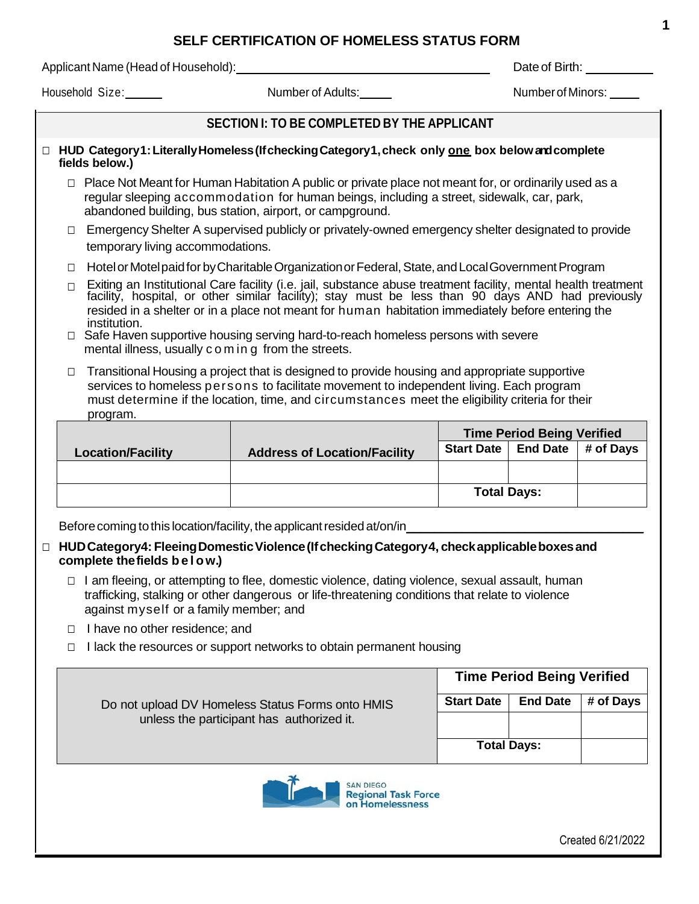# SELF CERTIFICATION OF HOMELESS STATUS FORM

Applicant Name (Head of Household): ______________________ Date of Birth: __________

Household Size: ______ Number of Adults: _____ Number of Minors: _____

## SECTION I: TO BE COMPLETED BY THE APPLICANT

☐ **HUD Category1: Literally Homeless (If checking Category1, check only <u>one</u> box below and complete fields below.)**

- ☐ Place Not Meant for Human Habitation A public or private place not meant for, or ordinarily used as a regular sleeping accommodation for human beings, including a street, sidewalk, car, park, abandoned building, bus station, airport, or campground.
- ☐ Emergency Shelter A supervised publicly or privately-owned emergency shelter designated to provide temporary living accommodations.
- ☐ Hotel or Motel paid for by Charitable Organization or Federal, State, and Local Government Program
- ☐ Exiting an Institutional Care facility (i.e. jail, substance abuse treatment facility, mental health treatment facility, hospital, or other similar facility); stay must be less than 90 days AND had previously resided in a shelter or in a place not meant for human habitation immediately before entering the institution.
- ☐ Safe Haven supportive housing serving hard-to-reach homeless persons with severe mental illness, usually coming from the streets.
- ☐ Transitional Housing a project that is designed to provide housing and appropriate supportive services to homeless persons to facilitate movement to independent living. Each program must determine if the location, time, and circumstances meet the eligibility criteria for their program.

| Location/Facility | Address of Location/Facility | Time Period Being Verified | | |
|---|---|---|---|---|
| | | **Start Date** | **End Date** | **# of Days** |
| | | | | |
| | | **Total Days:** | | |

Before coming to this location/facility, the applicant resided at/on/in ______________________

☐ **HUD Category4: Fleeing Domestic Violence (If checking Category4, check applicable boxes and complete the fields below.)**

- ☐ I am fleeing, or attempting to flee, domestic violence, dating violence, sexual assault, human trafficking, stalking or other dangerous or life-threatening conditions that relate to violence against myself or a family member; and
- ☐ I have no other residence; and
- ☐ I lack the resources or support networks to obtain permanent housing

| Do not upload DV Homeless Status Forms onto HMIS unless the participant has authorized it. | Time Period Being Verified | | |
|---|---|---|---|
| | **Start Date** | **End Date** | **# of Days** |
| | | | |
| | **Total Days:** | | |

SAN DIEGO Regional Task Force on Homelessness

Created 6/21/2022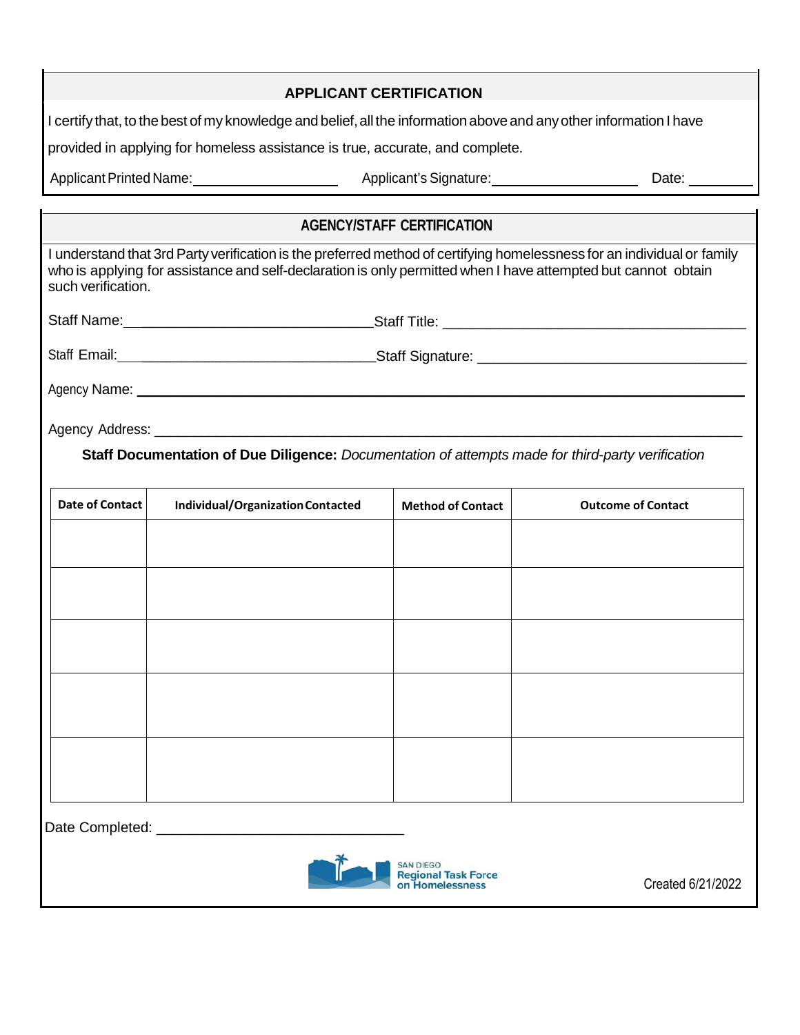## APPLICANT CERTIFICATION

I certify that, to the best of my knowledge and belief, all the information above and any other information I have provided in applying for homeless assistance is true, accurate, and complete.

Applicant Printed Name: ____________________ Applicant's Signature: ____________________ Date: __________

## AGENCY/STAFF CERTIFICATION

I understand that 3rd Party verification is the preferred method of certifying homelessness for an individual or family who is applying for assistance and self-declaration is only permitted when I have attempted but cannot obtain such verification.

Staff Name: ________________________________ Staff Title: ________________________________________

Staff Email: ________________________________ Staff Signature: ___________________________________

Agency Name: ___________________________________________________________________________

Agency Address: _________________________________________________________________________

**Staff Documentation of Due Diligence:** *Documentation of attempts made for third-party verification*

| Date of Contact | Individual/Organization Contacted | Method of Contact | Outcome of Contact |
|---|---|---|---|
| | | | |
| | | | |
| | | | |
| | | | |
| | | | |

Date Completed: ________________________________

SAN DIEGO Regional Task Force on Homelessness

Created 6/21/2022